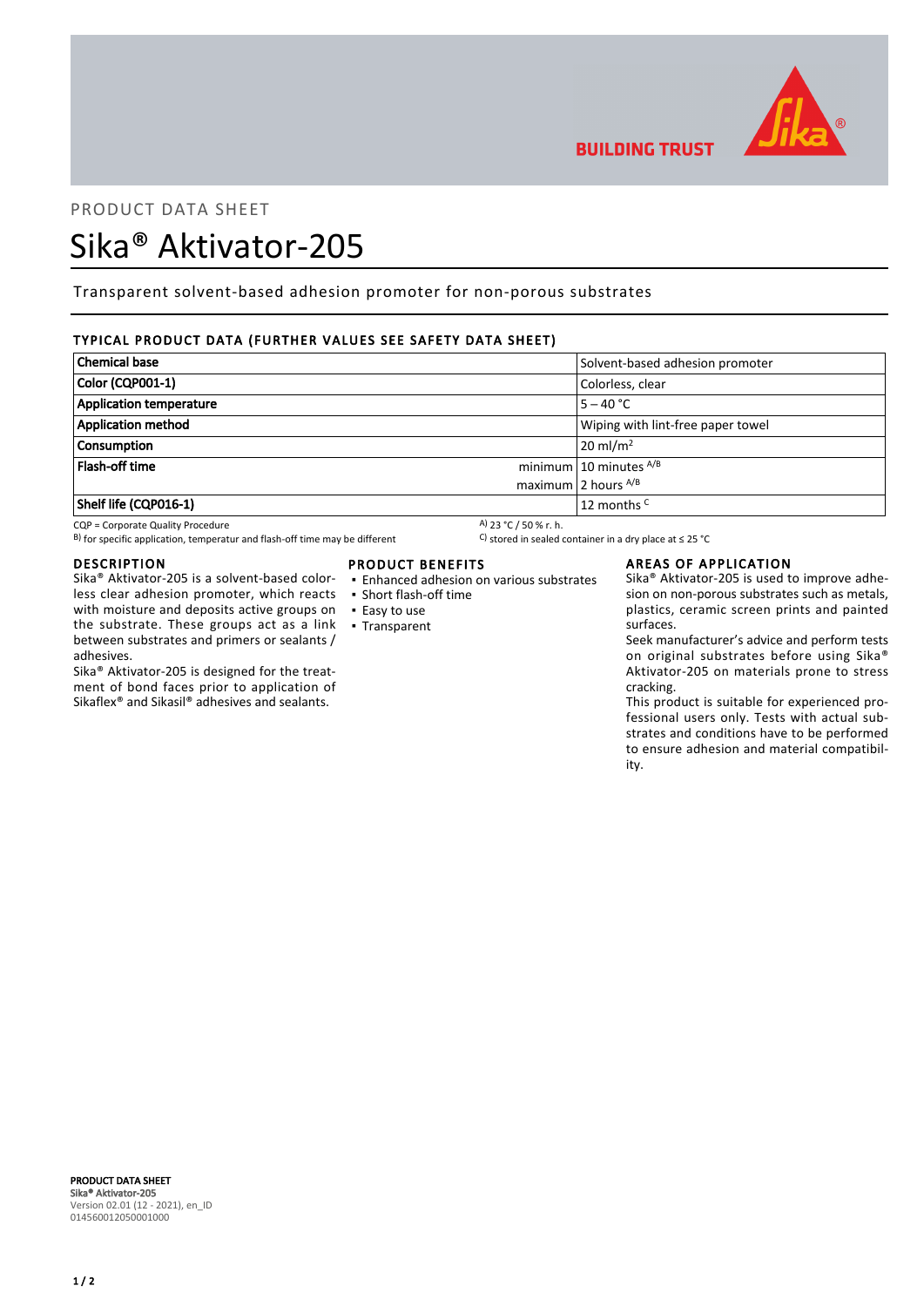PRODUCT DATA SHEET

# Sika® Aktivator-205

Transparent solvent-based adhesion promoter for non-porous substrates

## TYPICAL PRODUCT DATA (FURTHER VALUES SEE SAFETY DATA SHEET)

| | | |
|---|---|---|
| **Chemical base** | | Solvent-based adhesion promoter |
| **Color (CQP001-1)** | | Colorless, clear |
| **Application temperature** | | 5 – 40 °C |
| **Application method** | | Wiping with lint-free paper towel |
| **Consumption** | | 20 ml/m$^2$ |
| **Flash-off time** | minimum | 10 minutes [A/B] |
| | maximum | 2 hours [A/B] |
| **Shelf life (CQP016-1)** | | 12 months [C] |

CQP = Corporate Quality Procedure
[A] 23 °C / 50 % r. h.
[B] for specific application, temperatur and flash-off time may be different
[C] stored in sealed container in a dry place at ≤ 25 °C

## DESCRIPTION

Sika® Aktivator-205 is a solvent-based colorless clear adhesion promoter, which reacts with moisture and deposits active groups on the substrate. These groups act as a link between substrates and primers or sealants / adhesives.

Sika® Aktivator-205 is designed for the treatment of bond faces prior to application of Sikaflex® and Sikasil® adhesives and sealants.

## PRODUCT BENEFITS

- Enhanced adhesion on various substrates
- Short flash-off time
- Easy to use
- Transparent

## AREAS OF APPLICATION

Sika® Aktivator-205 is used to improve adhesion on non-porous substrates such as metals, plastics, ceramic screen prints and painted surfaces.

Seek manufacturer's advice and perform tests on original substrates before using Sika® Aktivator-205 on materials prone to stress cracking.

This product is suitable for experienced professional users only. Tests with actual substrates and conditions have to be performed to ensure adhesion and material compatibility.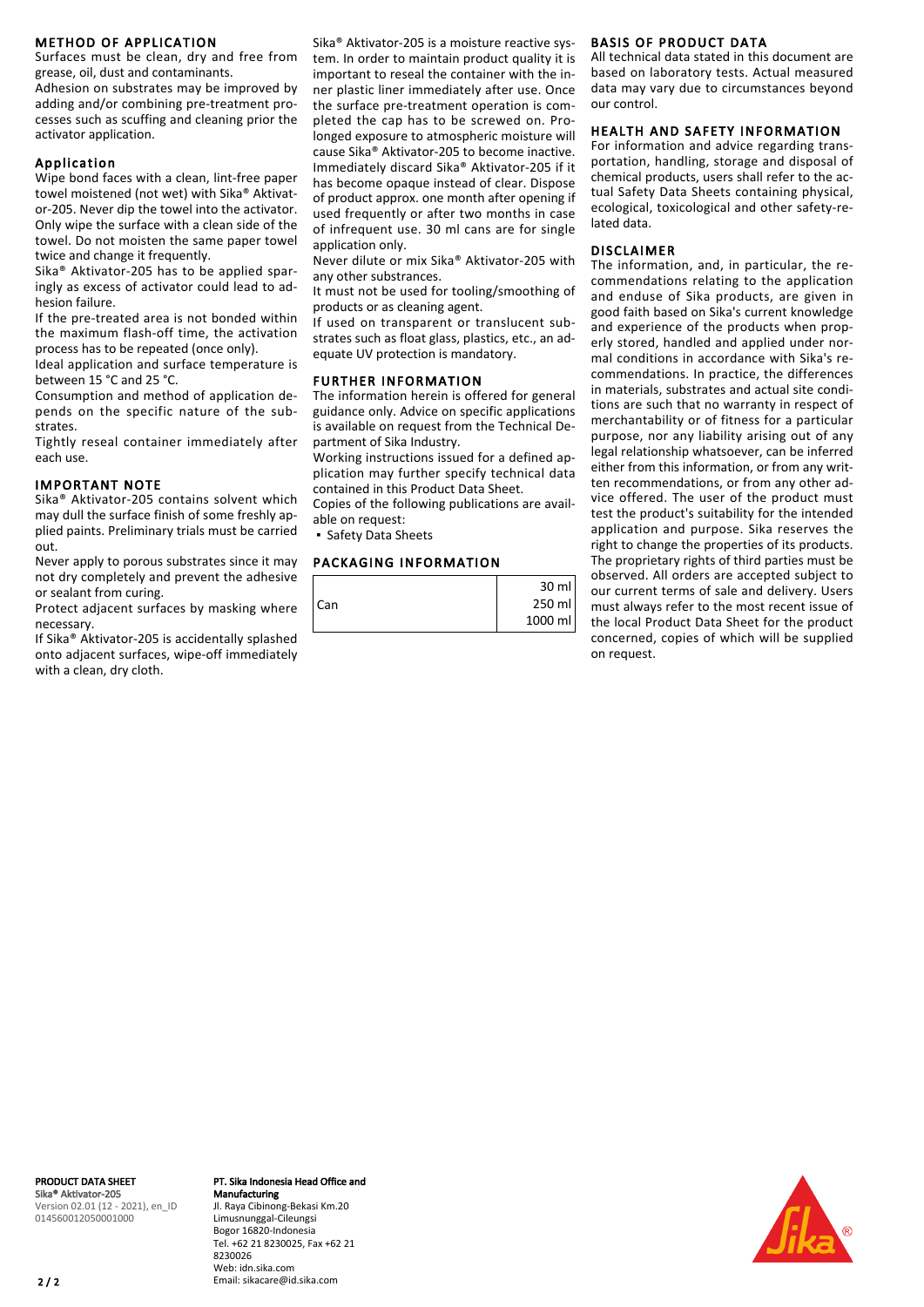## METHOD OF APPLICATION

Surfaces must be clean, dry and free from grease, oil, dust and contaminants.

Adhesion on substrates may be improved by adding and/or combining pre-treatment processes such as scuffing and cleaning prior the activator application.

### Application

Wipe bond faces with a clean, lint-free paper towel moistened (not wet) with Sika® Aktivator-205. Never dip the towel into the activator. Only wipe the surface with a clean side of the towel. Do not moisten the same paper towel twice and change it frequently.

Sika® Aktivator-205 has to be applied sparingly as excess of activator could lead to adhesion failure.

If the pre-treated area is not bonded within the maximum flash-off time, the activation process has to be repeated (once only).

Ideal application and surface temperature is between 15 °C and 25 °C.

Consumption and method of application depends on the specific nature of the substrates.

Tightly reseal container immediately after each use.

## IMPORTANT NOTE

Sika® Aktivator-205 contains solvent which may dull the surface finish of some freshly applied paints. Preliminary trials must be carried out.

Never apply to porous substrates since it may not dry completely and prevent the adhesive or sealant from curing.

Protect adjacent surfaces by masking where necessary.

If Sika® Aktivator-205 is accidentally splashed onto adjacent surfaces, wipe-off immediately with a clean, dry cloth.

Sika® Aktivator-205 is a moisture reactive system. In order to maintain product quality it is important to reseal the container with the inner plastic liner immediately after use. Once the surface pre-treatment operation is completed the cap has to be screwed on. Prolonged exposure to atmospheric moisture will cause Sika® Aktivator-205 to become inactive. Immediately discard Sika® Aktivator-205 if it has become opaque instead of clear. Dispose of product approx. one month after opening if used frequently or after two months in case of infrequent use. 30 ml cans are for single application only.

Never dilute or mix Sika® Aktivator-205 with any other substrances.

It must not be used for tooling/smoothing of products or as cleaning agent.

If used on transparent or translucent substrates such as float glass, plastics, etc., an adequate UV protection is mandatory.

## FURTHER INFORMATION

The information herein is offered for general guidance only. Advice on specific applications is available on request from the Technical Department of Sika Industry.

Working instructions issued for a defined application may further specify technical data contained in this Product Data Sheet.

Copies of the following publications are available on request:

- Safety Data Sheets

## PACKAGING INFORMATION

| | |
|---|---|
| Can | 30 ml<br>250 ml<br>1000 ml |

## BASIS OF PRODUCT DATA

All technical data stated in this document are based on laboratory tests. Actual measured data may vary due to circumstances beyond our control.

## HEALTH AND SAFETY INFORMATION

For information and advice regarding transportation, handling, storage and disposal of chemical products, users shall refer to the actual Safety Data Sheets containing physical, ecological, toxicological and other safety-related data.

## DISCLAIMER

The information, and, in particular, the recommendations relating to the application and enduse of Sika products, are given in good faith based on Sika's current knowledge and experience of the products when properly stored, handled and applied under normal conditions in accordance with Sika's recommendations. In practice, the differences in materials, substrates and actual site conditions are such that no warranty in respect of merchantability or of fitness for a particular purpose, nor any liability arising out of any legal relationship whatsoever, can be inferred either from this information, or from any written recommendations, or from any other advice offered. The user of the product must test the product's suitability for the intended application and purpose. Sika reserves the right to change the properties of its products. The proprietary rights of third parties must be observed. All orders are accepted subject to our current terms of sale and delivery. Users must always refer to the most recent issue of the local Product Data Sheet for the product concerned, copies of which will be supplied on request.

**PRODUCT DATA SHEET**
**Sika® Aktivator-205**
Version 02.01 (12 - 2021), en_ID
014560012050001000

**PT. Sika Indonesia Head Office and Manufacturing**
Jl. Raya Cibinong-Bekasi Km.20
Limusnunggal-Cileungsi
Bogor 16820-Indonesia
Tel. +62 21 8230025, Fax +62 21 8230026
Web: idn.sika.com
Email: sikacare@id.sika.com